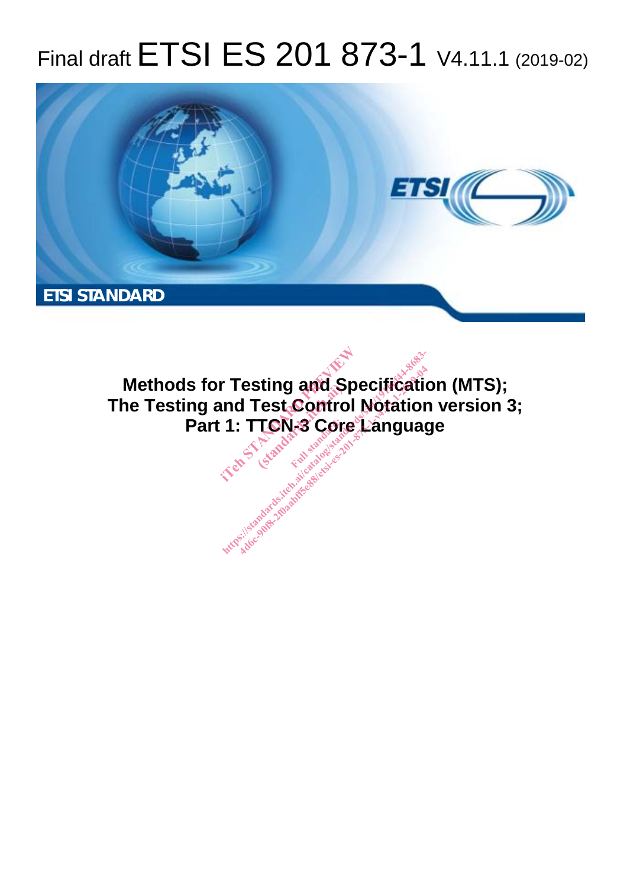# Final draft ETSI ES 201 873-1 V4.11.1 (2019-02)

ETSI STANDARD

**Methods for Testing and Specification (MTS); The Testing and Test Control Notation version 3; Part 1: TTCN-3 Core Language**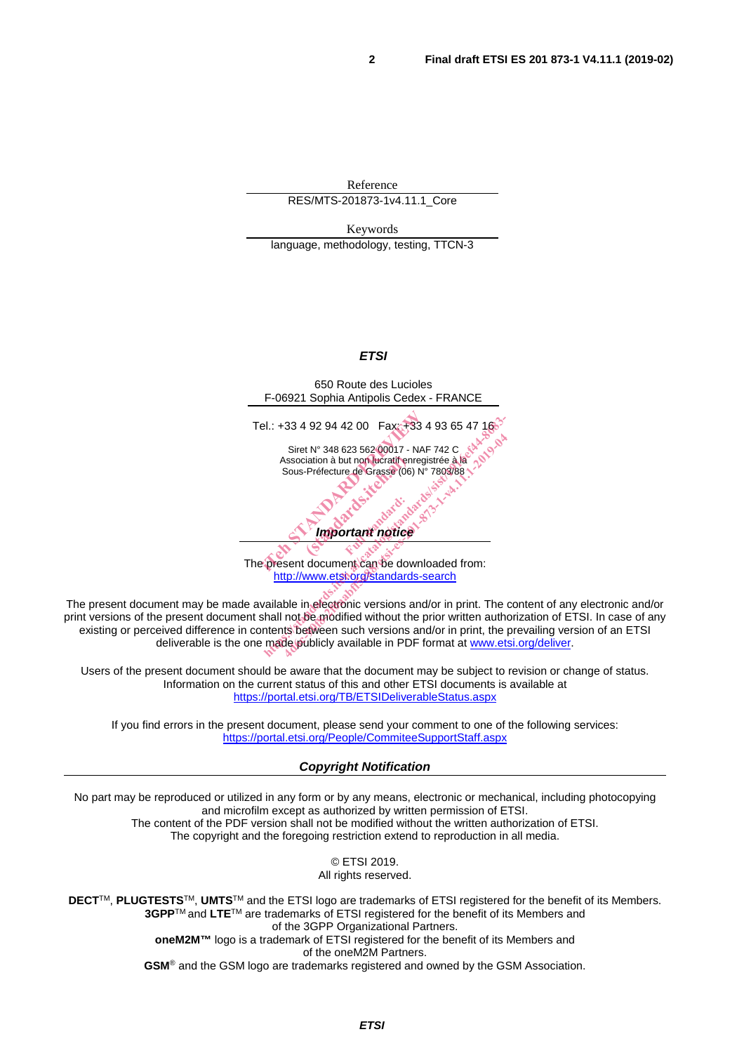Reference

RES/MTS-201873-1v4.11.1_Core

Keywords

language, methodology, testing, TTCN-3

***ETSI***

650 Route des Lucioles
F-06921 Sophia Antipolis Cedex - FRANCE

Tel.: +33 4 92 94 42 00 Fax: +33 4 93 65 47 16

Siret N° 348 623 562 00017 - NAF 742 C
Association à but non lucratif enregistrée à la
Sous-Préfecture de Grasse (06) N° 7803/88

***Important notice***

The present document can be downloaded from:
http://www.etsi.org/standards-search

The present document may be made available in electronic versions and/or in print. The content of any electronic and/or print versions of the present document shall not be modified without the prior written authorization of ETSI. In case of any existing or perceived difference in contents between such versions and/or in print, the prevailing version of an ETSI deliverable is the one made publicly available in PDF format at www.etsi.org/deliver.

Users of the present document should be aware that the document may be subject to revision or change of status. Information on the current status of this and other ETSI documents is available at https://portal.etsi.org/TB/ETSIDeliverableStatus.aspx

If you find errors in the present document, please send your comment to one of the following services: https://portal.etsi.org/People/CommiteeSupportStaff.aspx

***Copyright Notification***

No part may be reproduced or utilized in any form or by any means, electronic or mechanical, including photocopying and microfilm except as authorized by written permission of ETSI.
The content of the PDF version shall not be modified without the written authorization of ETSI.
The copyright and the foregoing restriction extend to reproduction in all media.

© ETSI 2019.
All rights reserved.

**DECT**TM, **PLUGTESTS**TM, **UMTS**TM and the ETSI logo are trademarks of ETSI registered for the benefit of its Members.
**3GPP**TM and **LTE**TM are trademarks of ETSI registered for the benefit of its Members and of the 3GPP Organizational Partners.
**oneM2M™** logo is a trademark of ETSI registered for the benefit of its Members and of the oneM2M Partners.
**GSM**® and the GSM logo are trademarks registered and owned by the GSM Association.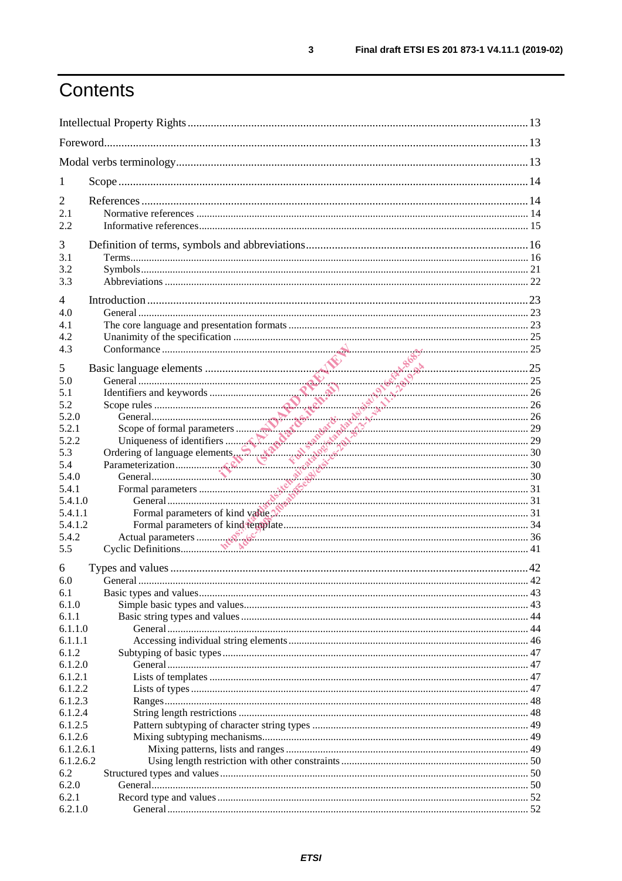# Contents

Intellectual Property Rights ........................................................................................................ 13

Foreword ........................................................................................................................................ 13

Modal verbs terminology .............................................................................................................. 13

1 Scope .......................................................................................................................................... 14

2 References ................................................................................................................................. 14
2.1 Normative references ............................................................................................................. 14
2.2 Informative references ........................................................................................................... 15

3 Definition of terms, symbols and abbreviations ........................................................................ 16
3.1 Terms ...................................................................................................................................... 16
3.2 Symbols .................................................................................................................................. 21
3.3 Abbreviations ......................................................................................................................... 22

4 Introduction ............................................................................................................................... 23
4.0 General ................................................................................................................................... 23
4.1 The core language and presentation formats ......................................................................... 23
4.2 Unanimity of the specification ............................................................................................... 25
4.3 Conformance .......................................................................................................................... 25

5 Basic language elements ........................................................................................................... 25
5.0 General ................................................................................................................................... 25
5.1 Identifiers and keywords ........................................................................................................ 26
5.2 Scope rules ............................................................................................................................. 26
5.2.0 General ................................................................................................................................ 26
5.2.1 Scope of formal parameters ................................................................................................ 29
5.2.2 Uniqueness of identifiers .................................................................................................... 29
5.3 Ordering of language elements ............................................................................................... 30
5.4 Parameterization .................................................................................................................... 30
5.4.0 General ................................................................................................................................ 30
5.4.1 Formal parameters .............................................................................................................. 31
5.4.1.0 General ............................................................................................................................. 31
5.4.1.1 Formal parameters of kind value ...................................................................................... 31
5.4.1.2 Formal parameters of kind template ................................................................................. 34
5.4.2 Actual parameters ............................................................................................................... 36
5.5 Cyclic Definitions ................................................................................................................... 41

6 Types and values ........................................................................................................................ 42
6.0 General ................................................................................................................................... 42
6.1 Basic types and values ............................................................................................................ 43
6.1.0 Simple basic types and values ............................................................................................. 43
6.1.1 Basic string types and values .............................................................................................. 44
6.1.1.0 General ............................................................................................................................. 44
6.1.1.1 Accessing individual string elements ............................................................................... 46
6.1.2 Subtyping of basic types ..................................................................................................... 47
6.1.2.0 General ............................................................................................................................. 47
6.1.2.1 Lists of templates .............................................................................................................. 47
6.1.2.2 Lists of types ..................................................................................................................... 47
6.1.2.3 Ranges .............................................................................................................................. 48
6.1.2.4 String length restrictions ................................................................................................... 48
6.1.2.5 Pattern subtyping of character string types ...................................................................... 49
6.1.2.6 Mixing subtyping mechanisms .......................................................................................... 49
6.1.2.6.1 Mixing patterns, lists and ranges .................................................................................. 49
6.1.2.6.2 Using length restriction with other constraints ............................................................. 50
6.2 Structured types and values .................................................................................................... 50
6.2.0 General ................................................................................................................................ 50
6.2.1 Record type and values ....................................................................................................... 52
6.2.1.0 General ............................................................................................................................. 52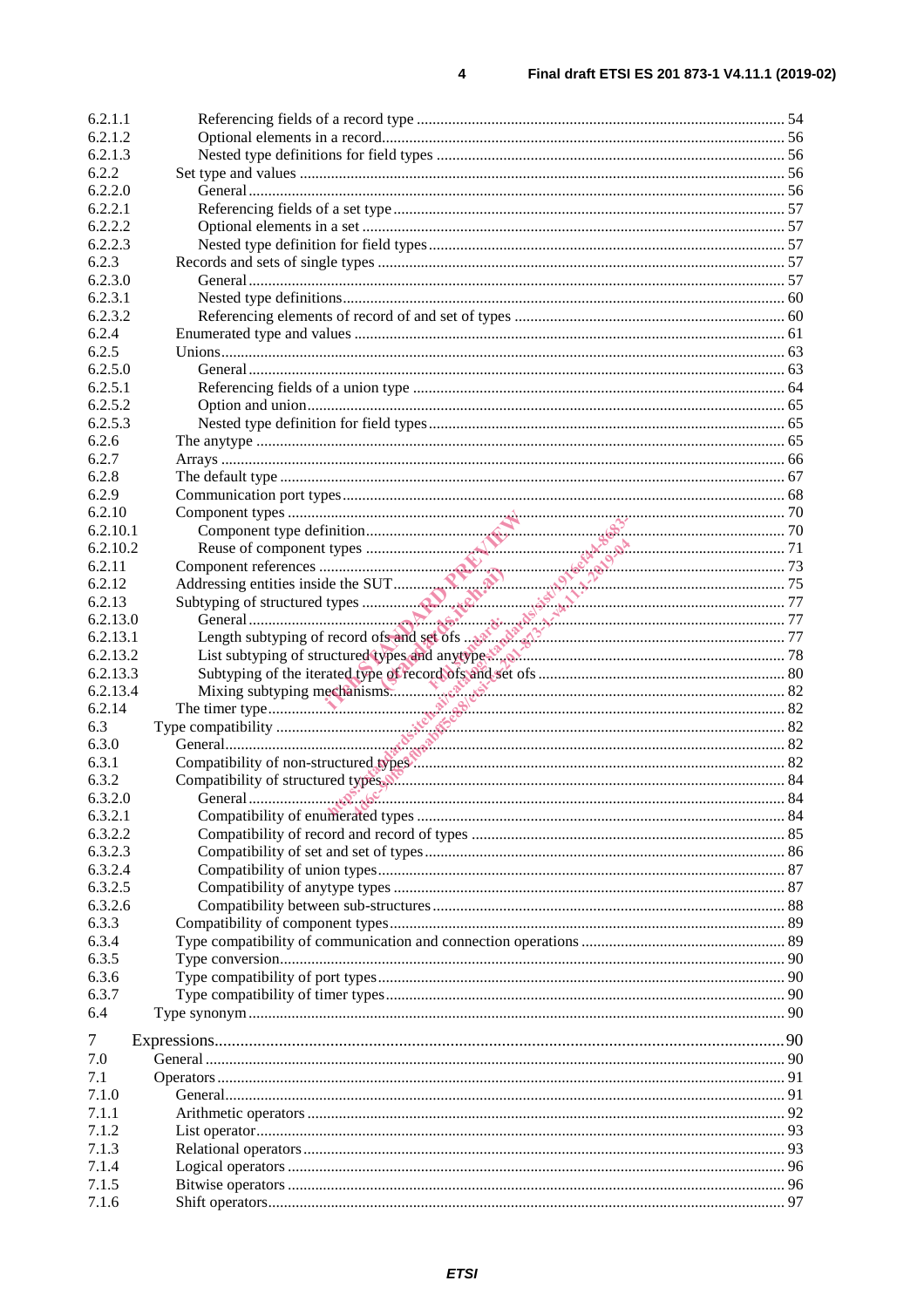6.2.1.1 Referencing fields of a record type ........................................................................................ 54
6.2.1.2 Optional elements in a record................................................................................................. 56
6.2.1.3 Nested type definitions for field types .................................................................................... 56
6.2.2 Set type and values ....................................................................................................................... 56
6.2.2.0 General .................................................................................................................................... 56
6.2.2.1 Referencing fields of a set type .............................................................................................. 57
6.2.2.2 Optional elements in a set ...................................................................................................... 57
6.2.2.3 Nested type definition for field types ..................................................................................... 57
6.2.3 Records and sets of single types ................................................................................................... 57
6.2.3.0 General .................................................................................................................................... 57
6.2.3.1 Nested type definitions............................................................................................................ 60
6.2.3.2 Referencing elements of record of and set of types ............................................................... 60
6.2.4 Enumerated type and values ......................................................................................................... 61
6.2.5 Unions........................................................................................................................................... 63
6.2.5.0 General .................................................................................................................................... 63
6.2.5.1 Referencing fields of a union type .......................................................................................... 64
6.2.5.2 Option and union..................................................................................................................... 65
6.2.5.3 Nested type definition for field types ..................................................................................... 65
6.2.6 The anytype .................................................................................................................................. 65
6.2.7 Arrays ........................................................................................................................................... 66
6.2.8 The default type ............................................................................................................................ 67
6.2.9 Communication port types............................................................................................................ 68
6.2.10 Component types ........................................................................................................................... 70
6.2.10.1 Component type definition...................................................................................................... 70
6.2.10.2 Reuse of component types ..................................................................................................... 71
6.2.11 Component references ................................................................................................................... 73
6.2.12 Addressing entities inside the SUT................................................................................................ 75
6.2.13 Subtyping of structured types ....................................................................................................... 77
6.2.13.0 General .................................................................................................................................... 77
6.2.13.1 Length subtyping of record ofs and set ofs ............................................................................ 77
6.2.13.2 List subtyping of structured types and anytype...................................................................... 78
6.2.13.3 Subtyping of the iterated type of record ofs and set ofs .......................................................... 80
6.2.13.4 Mixing subtyping mechanisms................................................................................................ 82
6.2.14 The timer type................................................................................................................................ 82
6.3 Type compatibility ............................................................................................................................... 82
6.3.0 General........................................................................................................................................... 82
6.3.1 Compatibility of non-structured types............................................................................................ 82
6.3.2 Compatibility of structured types................................................................................................... 84
6.3.2.0 General .................................................................................................................................... 84
6.3.2.1 Compatibility of enumerated types ......................................................................................... 84
6.3.2.2 Compatibility of record and record of types ........................................................................... 85
6.3.2.3 Compatibility of set and set of types........................................................................................ 86
6.3.2.4 Compatibility of union types.................................................................................................... 87
6.3.2.5 Compatibility of anytype types ................................................................................................ 87
6.3.2.6 Compatibility between sub-structures ..................................................................................... 88
6.3.3 Compatibility of component types................................................................................................. 89
6.3.4 Type compatibility of communication and connection operations ................................................ 89
6.3.5 Type conversion............................................................................................................................. 90
6.3.6 Type compatibility of port types.................................................................................................... 90
6.3.7 Type compatibility of timer types.................................................................................................. 90
6.4 Type synonym ...................................................................................................................................... 90

7 Expressions........................................................................................................................................ 90
7.0 General ................................................................................................................................................ 90
7.1 Operators ............................................................................................................................................. 91
7.1.0 General........................................................................................................................................... 91
7.1.1 Arithmetic operators ..................................................................................................................... 92
7.1.2 List operator................................................................................................................................... 93
7.1.3 Relational operators ...................................................................................................................... 93
7.1.4 Logical operators ........................................................................................................................... 96
7.1.5 Bitwise operators ........................................................................................................................... 96
7.1.6 Shift operators................................................................................................................................ 97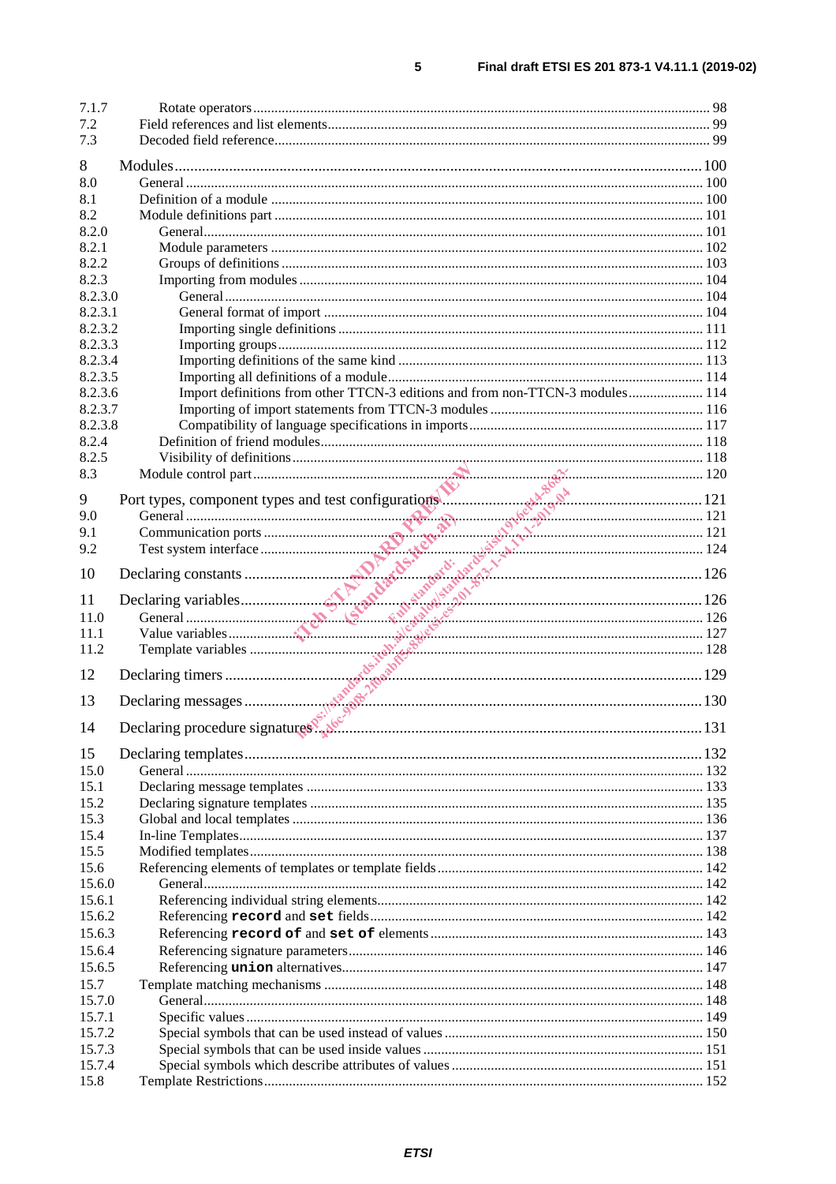7.1.7 Rotate operators ... 98
7.2 Field references and list elements ... 99
7.3 Decoded field reference ... 99

8 Modules ... 100
8.0 General ... 100
8.1 Definition of a module ... 100
8.2 Module definitions part ... 101
8.2.0 General ... 101
8.2.1 Module parameters ... 102
8.2.2 Groups of definitions ... 103
8.2.3 Importing from modules ... 104
8.2.3.0 General ... 104
8.2.3.1 General format of import ... 104
8.2.3.2 Importing single definitions ... 111
8.2.3.3 Importing groups ... 112
8.2.3.4 Importing definitions of the same kind ... 113
8.2.3.5 Importing all definitions of a module ... 114
8.2.3.6 Import definitions from other TTCN-3 editions and from non-TTCN-3 modules ... 114
8.2.3.7 Importing of import statements from TTCN-3 modules ... 116
8.2.3.8 Compatibility of language specifications in imports ... 117
8.2.4 Definition of friend modules ... 118
8.2.5 Visibility of definitions ... 118
8.3 Module control part ... 120

9 Port types, component types and test configurations ... 121
9.0 General ... 121
9.1 Communication ports ... 121
9.2 Test system interface ... 124

10 Declaring constants ... 126

11 Declaring variables ... 126
11.0 General ... 126
11.1 Value variables ... 127
11.2 Template variables ... 128

12 Declaring timers ... 129

13 Declaring messages ... 130

14 Declaring procedure signatures ... 131

15 Declaring templates ... 132
15.0 General ... 132
15.1 Declaring message templates ... 133
15.2 Declaring signature templates ... 135
15.3 Global and local templates ... 136
15.4 In-line Templates ... 137
15.5 Modified templates ... 138
15.6 Referencing elements of templates or template fields ... 142
15.6.0 General ... 142
15.6.1 Referencing individual string elements ... 142
15.6.2 Referencing **record** and **set** fields ... 142
15.6.3 Referencing **record of** and **set of** elements ... 143
15.6.4 Referencing signature parameters ... 146
15.6.5 Referencing **union** alternatives ... 147
15.7 Template matching mechanisms ... 148
15.7.0 General ... 148
15.7.1 Specific values ... 149
15.7.2 Special symbols that can be used instead of values ... 150
15.7.3 Special symbols that can be used inside values ... 151
15.7.4 Special symbols which describe attributes of values ... 151
15.8 Template Restrictions ... 152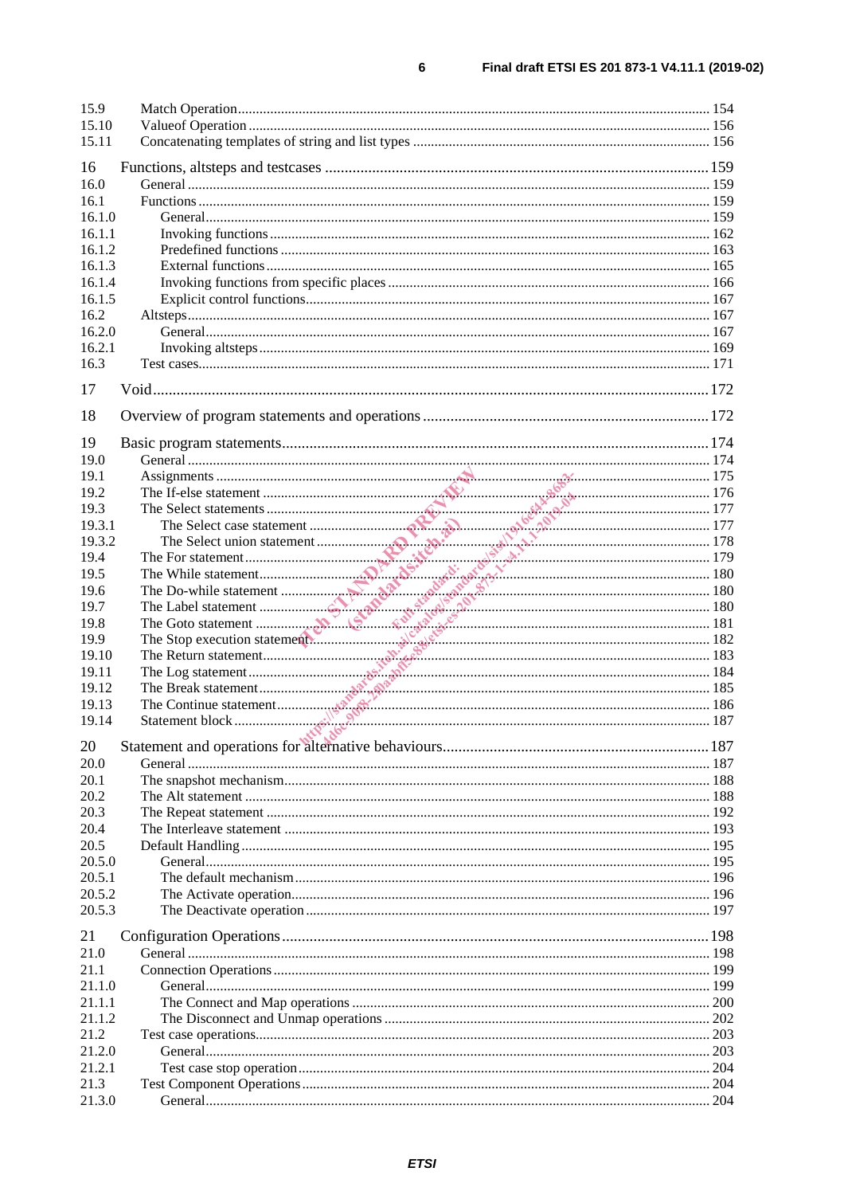15.9 Match Operation ........ 154
15.10 Valueof Operation ........ 156
15.11 Concatenating templates of string and list types ........ 156

16 Functions, altsteps and testcases ........ 159
16.0 General ........ 159
16.1 Functions ........ 159
16.1.0 General ........ 159
16.1.1 Invoking functions ........ 162
16.1.2 Predefined functions ........ 163
16.1.3 External functions ........ 165
16.1.4 Invoking functions from specific places ........ 166
16.1.5 Explicit control functions ........ 167
16.2 Altsteps ........ 167
16.2.0 General ........ 167
16.2.1 Invoking altsteps ........ 169
16.3 Test cases ........ 171

17 Void ........ 172

18 Overview of program statements and operations ........ 172

19 Basic program statements ........ 174
19.0 General ........ 174
19.1 Assignments ........ 175
19.2 The If-else statement ........ 176
19.3 The Select statements ........ 177
19.3.1 The Select case statement ........ 177
19.3.2 The Select union statement ........ 178
19.4 The For statement ........ 179
19.5 The While statement ........ 180
19.6 The Do-while statement ........ 180
19.7 The Label statement ........ 180
19.8 The Goto statement ........ 181
19.9 The Stop execution statement ........ 182
19.10 The Return statement ........ 183
19.11 The Log statement ........ 184
19.12 The Break statement ........ 185
19.13 The Continue statement ........ 186
19.14 Statement block ........ 187

20 Statement and operations for alternative behaviours ........ 187
20.0 General ........ 187
20.1 The snapshot mechanism ........ 188
20.2 The Alt statement ........ 188
20.3 The Repeat statement ........ 192
20.4 The Interleave statement ........ 193
20.5 Default Handling ........ 195
20.5.0 General ........ 195
20.5.1 The default mechanism ........ 196
20.5.2 The Activate operation ........ 196
20.5.3 The Deactivate operation ........ 197

21 Configuration Operations ........ 198
21.0 General ........ 198
21.1 Connection Operations ........ 199
21.1.0 General ........ 199
21.1.1 The Connect and Map operations ........ 200
21.1.2 The Disconnect and Unmap operations ........ 202
21.2 Test case operations ........ 203
21.2.0 General ........ 203
21.2.1 Test case stop operation ........ 204
21.3 Test Component Operations ........ 204
21.3.0 General ........ 204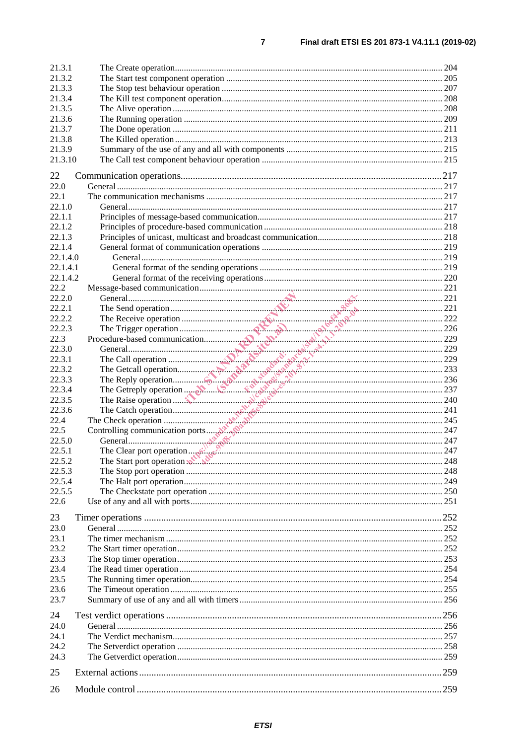21.3.1 The Create operation ........................................................................................................ 204
21.3.2 The Start test component operation ................................................................................. 205
21.3.3 The Stop test behaviour operation ................................................................................... 207
21.3.4 The Kill test component operation.................................................................................. 208
21.3.5 The Alive operation ......................................................................................................... 208
21.3.6 The Running operation .................................................................................................... 209
21.3.7 The Done operation ......................................................................................................... 211
21.3.8 The Killed operation........................................................................................................ 213
21.3.9 Summary of the use of any and all with components ...................................................... 215
21.3.10 The Call test component behaviour operation ................................................................. 215

22 Communication operations.......................................................................................................... 217
22.0 General ................................................................................................................................. 217
22.1 The communication mechanisms .......................................................................................... 217
22.1.0 General............................................................................................................................ 217
22.1.1 Principles of message-based communication................................................................... 217
22.1.2 Principles of procedure-based communication ................................................................ 218
22.1.3 Principles of unicast, multicast and broadcast communication........................................ 218
22.1.4 General format of communication operations ................................................................. 219
22.1.4.0 General ....................................................................................................................... 219
22.1.4.1 General format of the sending operations .................................................................. 219
22.1.4.2 General format of the receiving operations ................................................................ 220
22.2 Message-based communication............................................................................................ 221
22.2.0 General............................................................................................................................ 221
22.2.1 The Send operation .......................................................................................................... 221
22.2.2 The Receive operation ..................................................................................................... 222
22.2.3 The Trigger operation ...................................................................................................... 226
22.3 Procedure-based communication........................................................................................... 229
22.3.0 General............................................................................................................................ 229
22.3.1 The Call operation ........................................................................................................... 229
22.3.2 The Getcall operation....................................................................................................... 233
22.3.3 The Reply operation......................................................................................................... 236
22.3.4 The Getreply operation .................................................................................................... 237
22.3.5 The Raise operation ......................................................................................................... 240
22.3.6 The Catch operation......................................................................................................... 241
22.4 The Check operation ............................................................................................................. 245
22.5 Controlling communication ports.......................................................................................... 247
22.5.0 General............................................................................................................................ 247
22.5.1 The Clear port operation .................................................................................................. 247
22.5.2 The Start port operation ................................................................................................... 248
22.5.3 The Stop port operation ................................................................................................... 248
22.5.4 The Halt port operation.................................................................................................... 249
22.5.5 The Checkstate port operation ......................................................................................... 250
22.6 Use of any and all with ports................................................................................................. 251

23 Timer operations ......................................................................................................................... 252
23.0 General ................................................................................................................................. 252
23.1 The timer mechanism ........................................................................................................... 252
23.2 The Start timer operation...................................................................................................... 252
23.3 The Stop timer operation...................................................................................................... 253
23.4 The Read timer operation ..................................................................................................... 254
23.5 The Running timer operation................................................................................................ 254
23.6 The Timeout operation ......................................................................................................... 255
23.7 Summary of use of any and all with timers .......................................................................... 256

24 Test verdict operations ................................................................................................................ 256
24.0 General ................................................................................................................................. 256
24.1 The Verdict mechanism........................................................................................................ 257
24.2 The Setverdict operation ...................................................................................................... 258
24.3 The Getverdict operation...................................................................................................... 259

25 External actions .......................................................................................................................... 259

26 Module control ........................................................................................................................... 259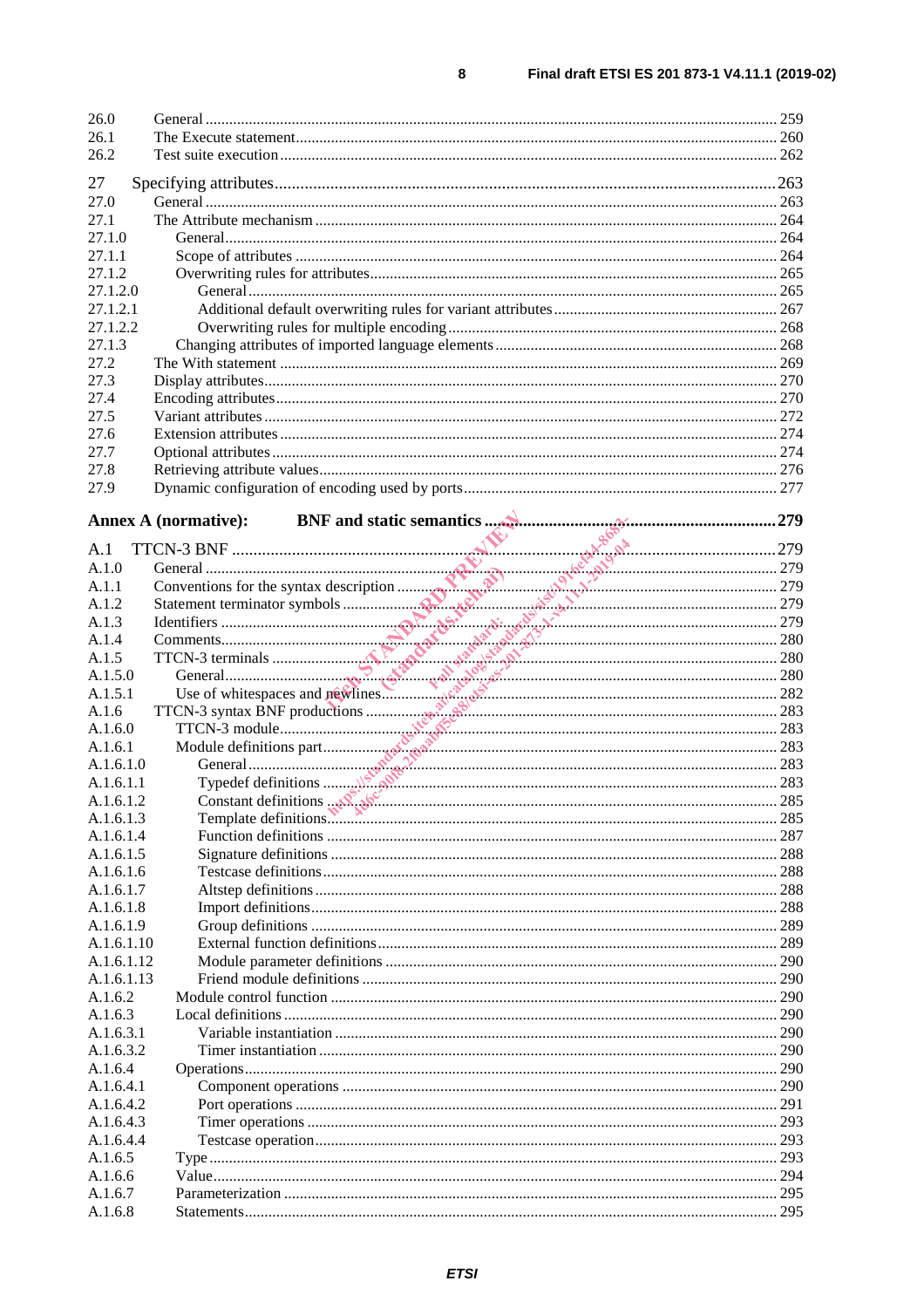26.0 General ..... 259
26.1 The Execute statement ..... 260
26.2 Test suite execution ..... 262

27 Specifying attributes ..... 263
27.0 General ..... 263
27.1 The Attribute mechanism ..... 264
27.1.0 General ..... 264
27.1.1 Scope of attributes ..... 264
27.1.2 Overwriting rules for attributes ..... 265
27.1.2.0 General ..... 265
27.1.2.1 Additional default overwriting rules for variant attributes ..... 267
27.1.2.2 Overwriting rules for multiple encoding ..... 268
27.1.3 Changing attributes of imported language elements ..... 268
27.2 The With statement ..... 269
27.3 Display attributes ..... 270
27.4 Encoding attributes ..... 270
27.5 Variant attributes ..... 272
27.6 Extension attributes ..... 274
27.7 Optional attributes ..... 274
27.8 Retrieving attribute values ..... 276
27.9 Dynamic configuration of encoding used by ports ..... 277

**Annex A (normative): BNF and static semantics ..... 279**

A.1 TTCN-3 BNF ..... 279
A.1.0 General ..... 279
A.1.1 Conventions for the syntax description ..... 279
A.1.2 Statement terminator symbols ..... 279
A.1.3 Identifiers ..... 279
A.1.4 Comments ..... 280
A.1.5 TTCN-3 terminals ..... 280
A.1.5.0 General ..... 280
A.1.5.1 Use of whitespaces and newlines ..... 282
A.1.6 TTCN-3 syntax BNF productions ..... 283
A.1.6.0 TTCN-3 module ..... 283
A.1.6.1 Module definitions part ..... 283
A.1.6.1.0 General ..... 283
A.1.6.1.1 Typedef definitions ..... 283
A.1.6.1.2 Constant definitions ..... 285
A.1.6.1.3 Template definitions ..... 285
A.1.6.1.4 Function definitions ..... 287
A.1.6.1.5 Signature definitions ..... 288
A.1.6.1.6 Testcase definitions ..... 288
A.1.6.1.7 Altstep definitions ..... 288
A.1.6.1.8 Import definitions ..... 288
A.1.6.1.9 Group definitions ..... 289
A.1.6.1.10 External function definitions ..... 289
A.1.6.1.12 Module parameter definitions ..... 290
A.1.6.1.13 Friend module definitions ..... 290
A.1.6.2 Module control function ..... 290
A.1.6.3 Local definitions ..... 290
A.1.6.3.1 Variable instantiation ..... 290
A.1.6.3.2 Timer instantiation ..... 290
A.1.6.4 Operations ..... 290
A.1.6.4.1 Component operations ..... 290
A.1.6.4.2 Port operations ..... 291
A.1.6.4.3 Timer operations ..... 293
A.1.6.4.4 Testcase operation ..... 293
A.1.6.5 Type ..... 293
A.1.6.6 Value ..... 294
A.1.6.7 Parameterization ..... 295
A.1.6.8 Statements ..... 295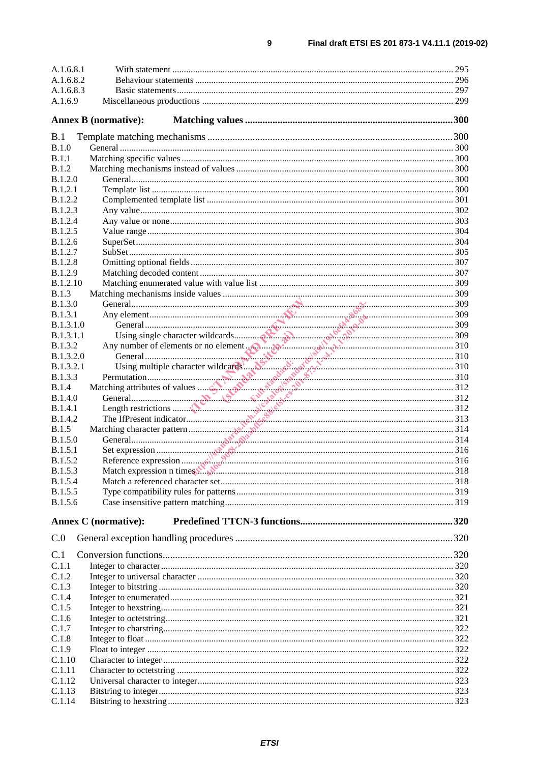A.1.6.8.1 With statement ........................................................................................................................ 295
A.1.6.8.2 Behaviour statements ............................................................................................................... 296
A.1.6.8.3 Basic statements....................................................................................................................... 297
A.1.6.9 Miscellaneous productions ............................................................................................................. 299

**Annex B (normative): Matching values .................................................................................300**

B.1 Template matching mechanisms .................................................................................................300
B.1.0 General .................................................................................................................................................. 300
B.1.1 Matching specific values ....................................................................................................................... 300
B.1.2 Matching mechanisms instead of values ............................................................................................... 300
B.1.2.0 General............................................................................................................................................. 300
B.1.2.1 Template list .................................................................................................................................... 300
B.1.2.2 Complemented template list ............................................................................................................ 301
B.1.2.3 Any value......................................................................................................................................... 302
B.1.2.4 Any value or none............................................................................................................................ 303
B.1.2.5 Value range ...................................................................................................................................... 304
B.1.2.6 SuperSet........................................................................................................................................... 304
B.1.2.7 SubSet.............................................................................................................................................. 305
B.1.2.8 Omitting optional fields ................................................................................................................... 307
B.1.2.9 Matching decoded content ............................................................................................................... 307
B.1.2.10 Matching enumerated value with value list .................................................................................... 309
B.1.3 Matching mechanisms inside values ..................................................................................................... 309
B.1.3.0 General............................................................................................................................................. 309
B.1.3.1 Any element..................................................................................................................................... 309
B.1.3.1.0 General ....................................................................................................................................... 309
B.1.3.1.1 Using single character wildcards............................................................................................... 309
B.1.3.2 Any number of elements or no element ........................................................................................... 310
B.1.3.2.0 General ....................................................................................................................................... 310
B.1.3.2.1 Using multiple character wildcards............................................................................................ 310
B.1.3.3 Permutation...................................................................................................................................... 310
B.1.4 Matching attributes of values ................................................................................................................ 312
B.1.4.0 General............................................................................................................................................. 312
B.1.4.1 Length restrictions ........................................................................................................................... 312
B.1.4.2 The IfPresent indicator...................................................................................................................... 313
B.1.5 Matching character pattern .................................................................................................................... 314
B.1.5.0 General............................................................................................................................................. 314
B.1.5.1 Set expression .................................................................................................................................. 316
B.1.5.2 Reference expression ....................................................................................................................... 316
B.1.5.3 Match expression n times................................................................................................................. 318
B.1.5.4 Match a referenced character set...................................................................................................... 318
B.1.5.5 Type compatibility rules for patterns ............................................................................................... 319
B.1.5.6 Case insensitive pattern matching.................................................................................................... 319

**Annex C (normative): Predefined TTCN-3 functions............................................................320**

C.0 General exception handling procedures ......................................................................................320

C.1 Conversion functions.....................................................................................................................320
C.1.1 Integer to character................................................................................................................................ 320
C.1.2 Integer to universal character ................................................................................................................ 320
C.1.3 Integer to bitstring ................................................................................................................................. 320
C.1.4 Integer to enumerated............................................................................................................................. 321
C.1.5 Integer to hexstring................................................................................................................................. 321
C.1.6 Integer to octetstring............................................................................................................................... 321
C.1.7 Integer to charstring................................................................................................................................ 322
C.1.8 Integer to float ....................................................................................................................................... 322
C.1.9 Float to integer ...................................................................................................................................... 322
C.1.10 Character to integer ............................................................................................................................... 322
C.1.11 Character to octetstring ......................................................................................................................... 322
C.1.12 Universal character to integer................................................................................................................ 323
C.1.13 Bitstring to integer................................................................................................................................. 323
C.1.14 Bitstring to hexstring............................................................................................................................. 323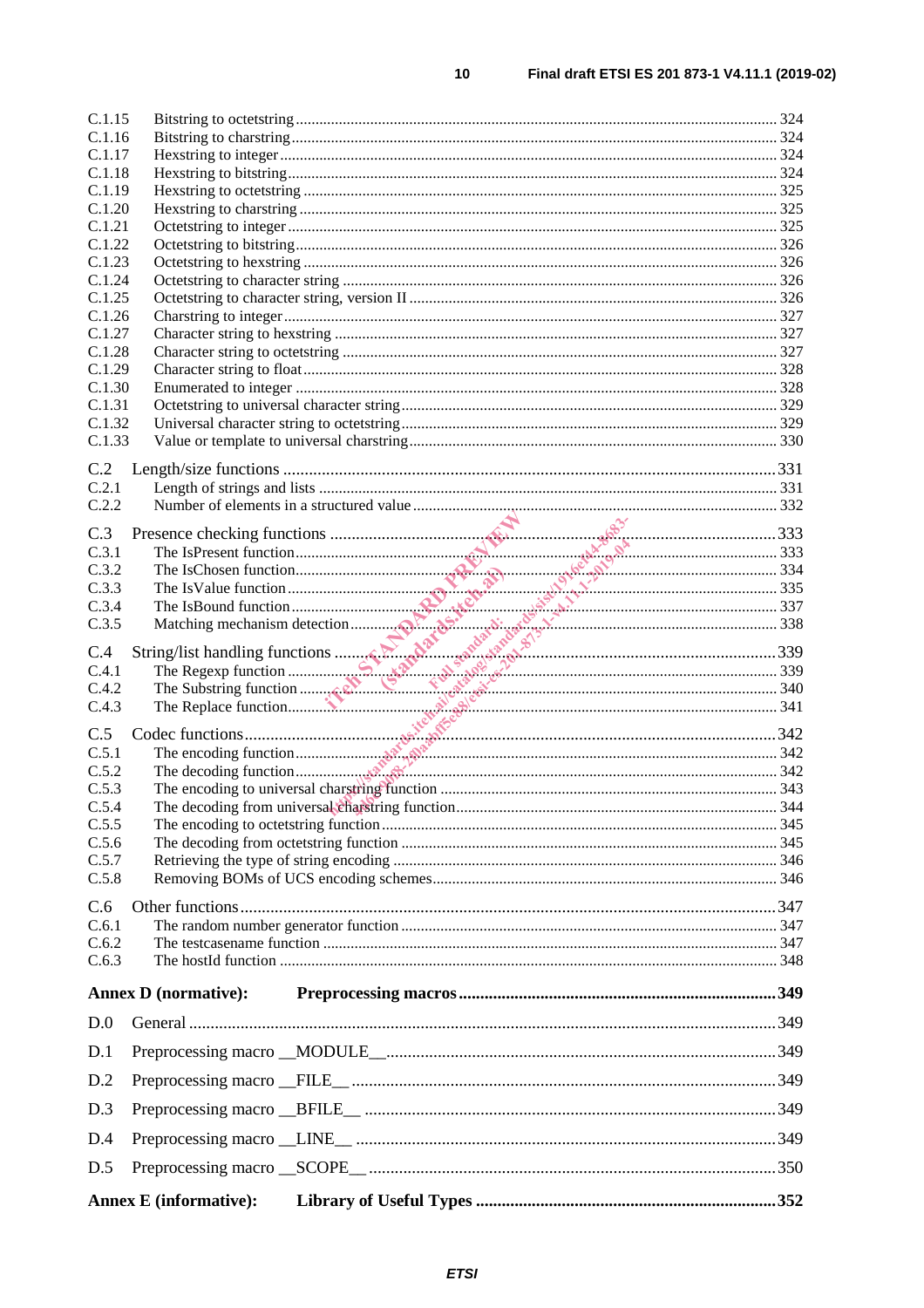C.1.15 Bitstring to octetstring ......... 324
C.1.16 Bitstring to charstring ......... 324
C.1.17 Hexstring to integer ......... 324
C.1.18 Hexstring to bitstring ......... 324
C.1.19 Hexstring to octetstring ......... 325
C.1.20 Hexstring to charstring ......... 325
C.1.21 Octetstring to integer ......... 325
C.1.22 Octetstring to bitstring ......... 326
C.1.23 Octetstring to hexstring ......... 326
C.1.24 Octetstring to character string ......... 326
C.1.25 Octetstring to character string, version II ......... 326
C.1.26 Charstring to integer ......... 327
C.1.27 Character string to hexstring ......... 327
C.1.28 Character string to octetstring ......... 327
C.1.29 Character string to float ......... 328
C.1.30 Enumerated to integer ......... 328
C.1.31 Octetstring to universal character string ......... 329
C.1.32 Universal character string to octetstring ......... 329
C.1.33 Value or template to universal charstring ......... 330

C.2 Length/size functions ......... 331
C.2.1 Length of strings and lists ......... 331
C.2.2 Number of elements in a structured value ......... 332

C.3 Presence checking functions ......... 333
C.3.1 The IsPresent function ......... 333
C.3.2 The IsChosen function ......... 334
C.3.3 The IsValue function ......... 335
C.3.4 The IsBound function ......... 337
C.3.5 Matching mechanism detection ......... 338

C.4 String/list handling functions ......... 339
C.4.1 The Regexp function ......... 339
C.4.2 The Substring function ......... 340
C.4.3 The Replace function ......... 341

C.5 Codec functions ......... 342
C.5.1 The encoding function ......... 342
C.5.2 The decoding function ......... 342
C.5.3 The encoding to universal charstring function ......... 343
C.5.4 The decoding from universal charstring function ......... 344
C.5.5 The encoding to octetstring function ......... 345
C.5.6 The decoding from octetstring function ......... 345
C.5.7 Retrieving the type of string encoding ......... 346
C.5.8 Removing BOMs of UCS encoding schemes ......... 346

C.6 Other functions ......... 347
C.6.1 The random number generator function ......... 347
C.6.2 The testcasename function ......... 347
C.6.3 The hostId function ......... 348

**Annex D (normative): Preprocessing macros ......... 349**

D.0 General ......... 349

D.1 Preprocessing macro __MODULE__ ......... 349

D.2 Preprocessing macro __FILE__ ......... 349

D.3 Preprocessing macro __BFILE__ ......... 349

D.4 Preprocessing macro __LINE__ ......... 349

D.5 Preprocessing macro __SCOPE__ ......... 350

**Annex E (informative): Library of Useful Types ......... 352**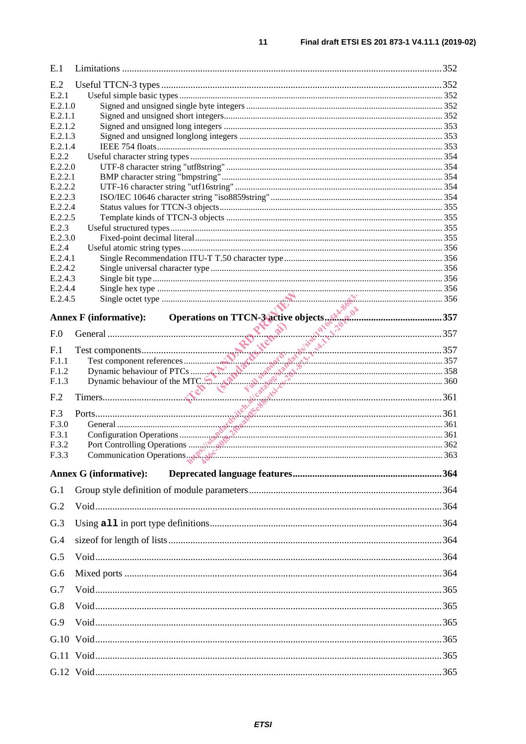E.1 Limitations ..................................................................................................................352

E.2 Useful TTCN-3 types .....................................................................................................352
E.2.1 Useful simple basic types .......................................................................................... 352
E.2.1.0 Signed and unsigned single byte integers ............................................................. 352
E.2.1.1 Signed and unsigned short integers ....................................................................... 352
E.2.1.2 Signed and unsigned long integers ........................................................................ 353
E.2.1.3 Signed and unsigned longlong integers ................................................................. 353
E.2.1.4 IEEE 754 floats ...................................................................................................... 353
E.2.2 Useful character string types ..................................................................................... 354
E.2.2.0 UTF-8 character string "utf8string" ....................................................................... 354
E.2.2.1 BMP character string "bmpstring" ......................................................................... 354
E.2.2.2 UTF-16 character string "utf16string" ................................................................... 354
E.2.2.3 ISO/IEC 10646 character string "iso8859string" .................................................. 354
E.2.2.4 Status values for TTCN-3 objects .......................................................................... 355
E.2.2.5 Template kinds of TTCN-3 objects ........................................................................ 355
E.2.3 Useful structured types .............................................................................................. 355
E.2.3.0 Fixed-point decimal literal ...................................................................................... 355
E.2.4 Useful atomic string types ......................................................................................... 356
E.2.4.1 Single Recommendation ITU-T T.50 character type ............................................. 356
E.2.4.2 Single universal character type .............................................................................. 356
E.2.4.3 Single bit type ......................................................................................................... 356
E.2.4.4 Single hex type ....................................................................................................... 356
E.2.4.5 Single octet type ..................................................................................................... 356

**Annex F (informative): Operations on TTCN-3 active objects..........................................357**

F.0 General ..........................................................................................................................357

F.1 Test components.............................................................................................................357
F.1.1 Test component references ....................................................................................... 357
F.1.2 Dynamic behaviour of PTCs ...................................................................................... 358
F.1.3 Dynamic behaviour of the MTC .................................................................................. 360

F.2 Timers.............................................................................................................................361

F.3 Ports...............................................................................................................................361
F.3.0 General ...................................................................................................................... 361
F.3.1 Configuration Operations ........................................................................................... 361
F.3.2 Port Controlling Operations ....................................................................................... 362
F.3.3 Communication Operations ........................................................................................ 363

**Annex G (informative): Deprecated language features.........................................................364**

G.1 Group style definition of module parameters.................................................................364

G.2 Void................................................................................................................................364

G.3 Using **`all`** in port type definitions...............................................................................364

G.4 sizeof for length of lists..................................................................................................364

G.5 Void................................................................................................................................364

G.6 Mixed ports ...................................................................................................................364

G.7 Void................................................................................................................................365

G.8 Void................................................................................................................................365

G.9 Void................................................................................................................................365

G.10 Void..............................................................................................................................365

G.11 Void..............................................................................................................................365

G.12 Void..............................................................................................................................365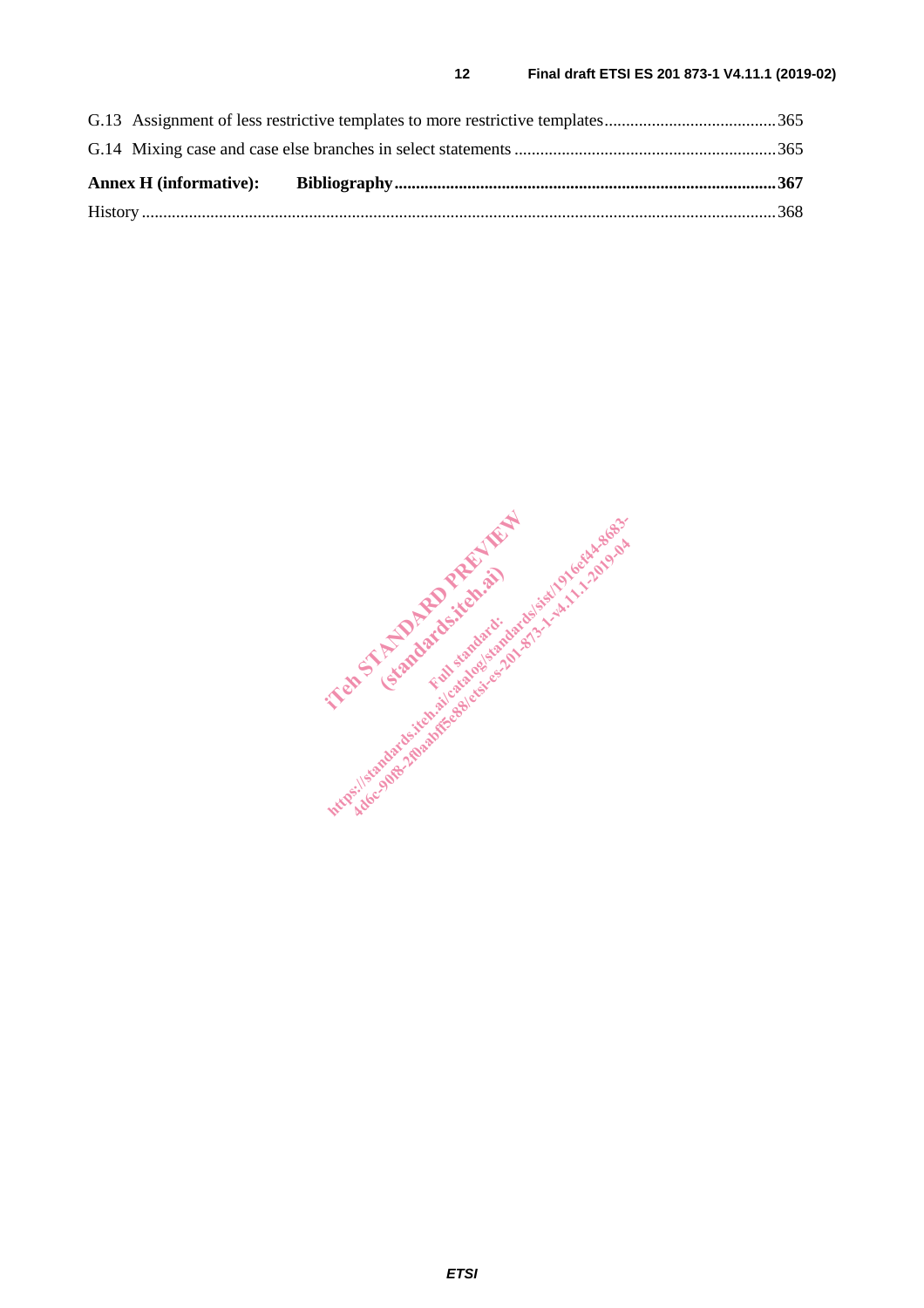G.13 Assignment of less restrictive templates to more restrictive templates........................................365

G.14 Mixing case and case else branches in select statements ............................................................365

**Annex H (informative): Bibliography........................................................................................367**

History ..................................................................................................................................................368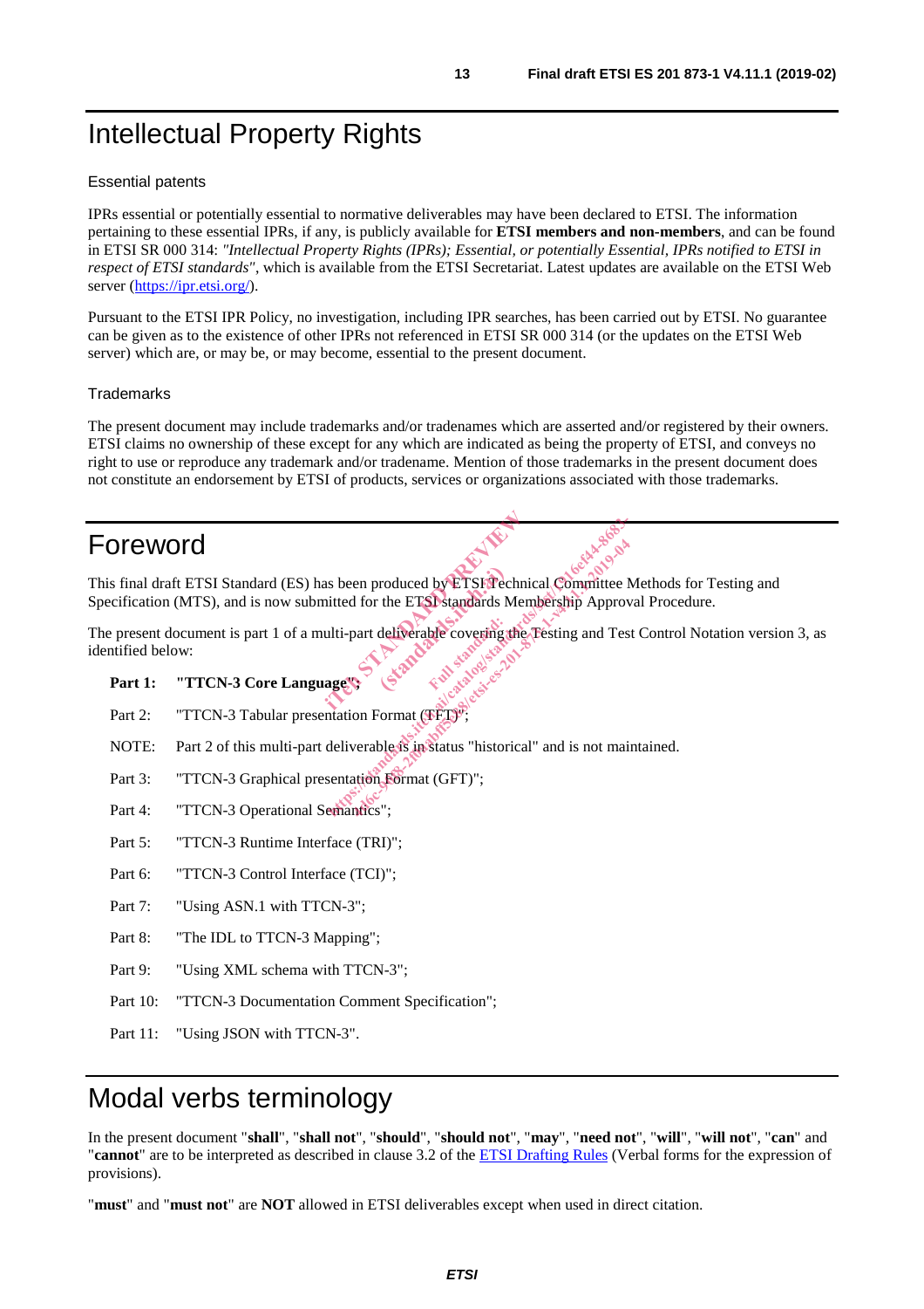# Intellectual Property Rights

## Essential patents

IPRs essential or potentially essential to normative deliverables may have been declared to ETSI. The information pertaining to these essential IPRs, if any, is publicly available for **ETSI members and non-members**, and can be found in ETSI SR 000 314: *"Intellectual Property Rights (IPRs); Essential, or potentially Essential, IPRs notified to ETSI in respect of ETSI standards"*, which is available from the ETSI Secretariat. Latest updates are available on the ETSI Web server (https://ipr.etsi.org/).

Pursuant to the ETSI IPR Policy, no investigation, including IPR searches, has been carried out by ETSI. No guarantee can be given as to the existence of other IPRs not referenced in ETSI SR 000 314 (or the updates on the ETSI Web server) which are, or may be, or may become, essential to the present document.

## Trademarks

The present document may include trademarks and/or tradenames which are asserted and/or registered by their owners. ETSI claims no ownership of these except for any which are indicated as being the property of ETSI, and conveys no right to use or reproduce any trademark and/or tradename. Mention of those trademarks in the present document does not constitute an endorsement by ETSI of products, services or organizations associated with those trademarks.

# Foreword

This final draft ETSI Standard (ES) has been produced by ETSI Technical Committee Methods for Testing and Specification (MTS), and is now submitted for the ETSI standards Membership Approval Procedure.

The present document is part 1 of a multi-part deliverable covering the Testing and Test Control Notation version 3, as identified below:

**Part 1: "TTCN-3 Core Language";**

Part 2: "TTCN-3 Tabular presentation Format (TFT)";

NOTE: Part 2 of this multi-part deliverable is in status "historical" and is not maintained.

Part 3: "TTCN-3 Graphical presentation Format (GFT)";

Part 4: "TTCN-3 Operational Semantics";

Part 5: "TTCN-3 Runtime Interface (TRI)";

Part 6: "TTCN-3 Control Interface (TCI)";

Part 7: "Using ASN.1 with TTCN-3";

Part 8: "The IDL to TTCN-3 Mapping";

Part 9: "Using XML schema with TTCN-3";

Part 10: "TTCN-3 Documentation Comment Specification";

Part 11: "Using JSON with TTCN-3".

# Modal verbs terminology

In the present document "**shall**", "**shall not**", "**should**", "**should not**", "**may**", "**need not**", "**will**", "**will not**", "**can**" and "**cannot**" are to be interpreted as described in clause 3.2 of the ETSI Drafting Rules (Verbal forms for the expression of provisions).

"**must**" and "**must not**" are **NOT** allowed in ETSI deliverables except when used in direct citation.